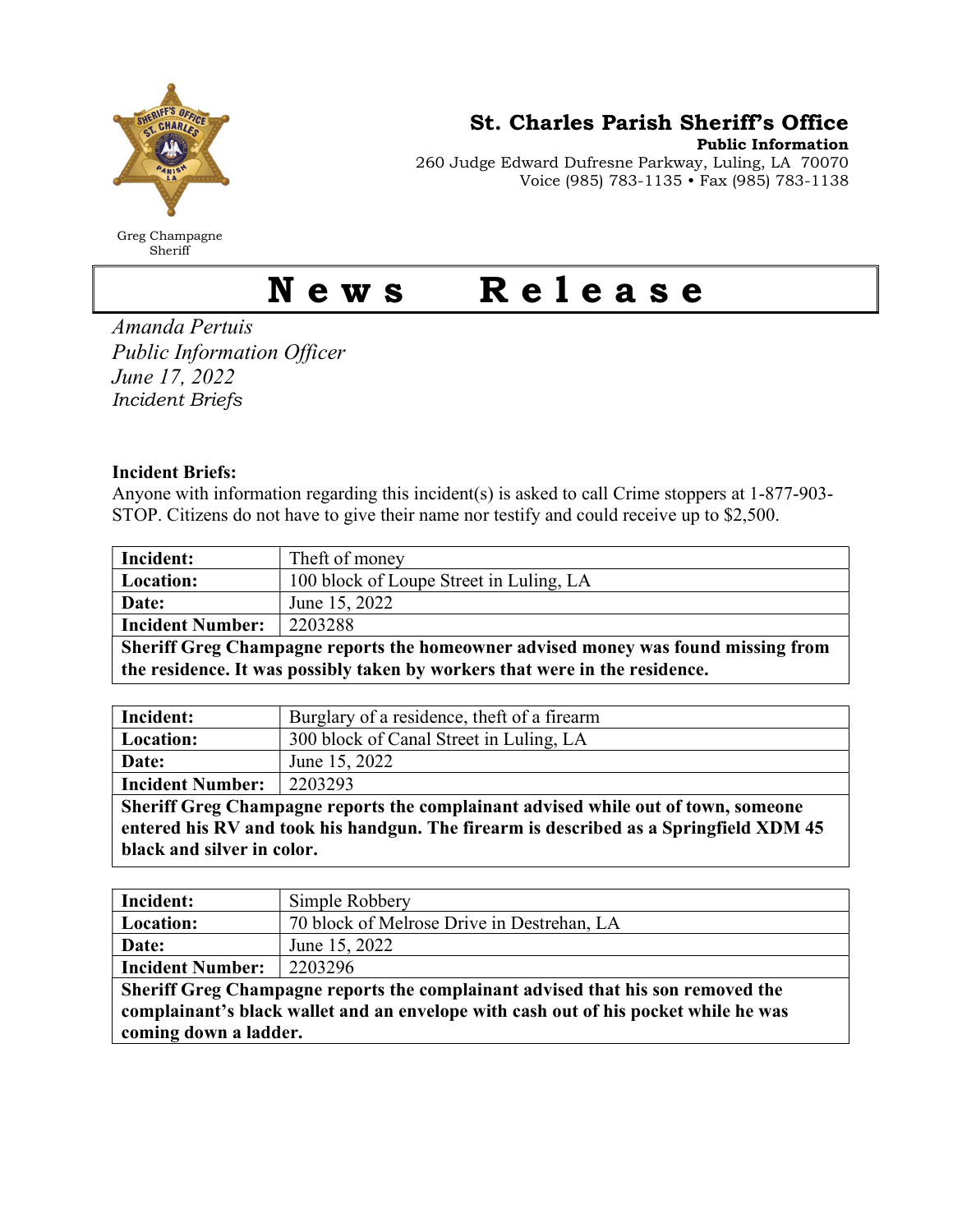Greg Champagne
Sheriff

**St. Charles Parish Sheriff's Office**
**Public Information**
260 Judge Edward Dufresne Parkway, Luling, LA 70070
Voice (985) 783-1135 • Fax (985) 783-1138

# News Release

*Amanda Pertuis*
*Public Information Officer*
*June 17, 2022*
*Incident Briefs*

**Incident Briefs:**
Anyone with information regarding this incident(s) is asked to call Crime stoppers at 1-877-903-STOP. Citizens do not have to give their name nor testify and could receive up to $2,500.

| **Incident:** | Theft of money |
|---|---|
| **Location:** | 100 block of Loupe Street in Luling, LA |
| **Date:** | June 15, 2022 |
| **Incident Number:** | 2203288 |
| **Sheriff Greg Champagne reports the homeowner advised money was found missing from the residence. It was possibly taken by workers that were in the residence.** | |

| **Incident:** | Burglary of a residence, theft of a firearm |
|---|---|
| **Location:** | 300 block of Canal Street in Luling, LA |
| **Date:** | June 15, 2022 |
| **Incident Number:** | 2203293 |
| **Sheriff Greg Champagne reports the complainant advised while out of town, someone entered his RV and took his handgun. The firearm is described as a Springfield XDM 45 black and silver in color.** | |

| **Incident:** | Simple Robbery |
|---|---|
| **Location:** | 70 block of Melrose Drive in Destrehan, LA |
| **Date:** | June 15, 2022 |
| **Incident Number:** | 2203296 |
| **Sheriff Greg Champagne reports the complainant advised that his son removed the complainant's black wallet and an envelope with cash out of his pocket while he was coming down a ladder.** | |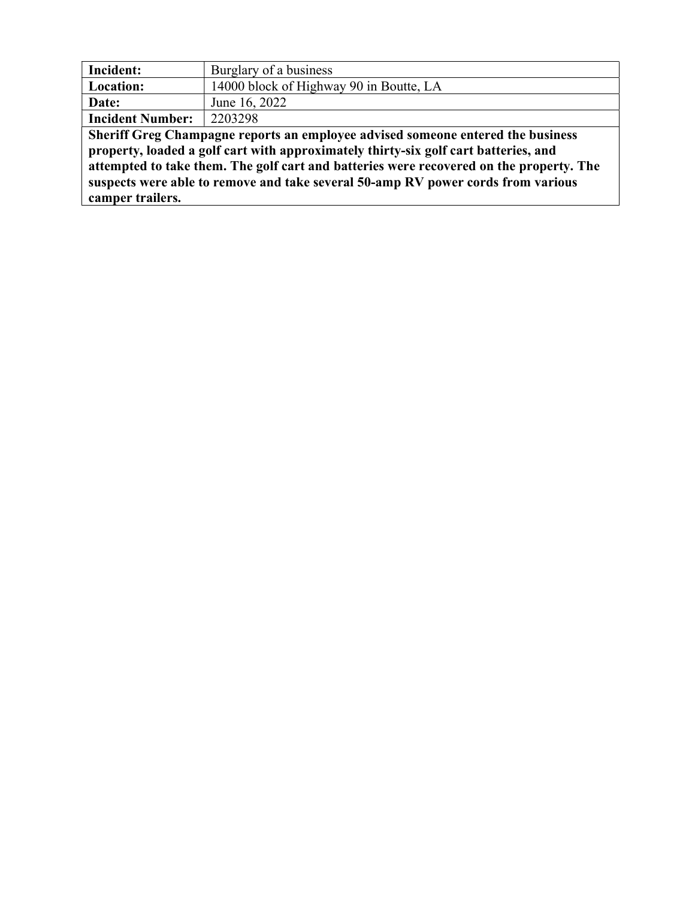| | |
|---|---|
| **Incident:** | Burglary of a business |
| **Location:** | 14000 block of Highway 90 in Boutte, LA |
| **Date:** | June 16, 2022 |
| **Incident Number:** | 2203298 |

**Sheriff Greg Champagne reports an employee advised someone entered the business property, loaded a golf cart with approximately thirty-six golf cart batteries, and attempted to take them. The golf cart and batteries were recovered on the property. The suspects were able to remove and take several 50-amp RV power cords from various camper trailers.**